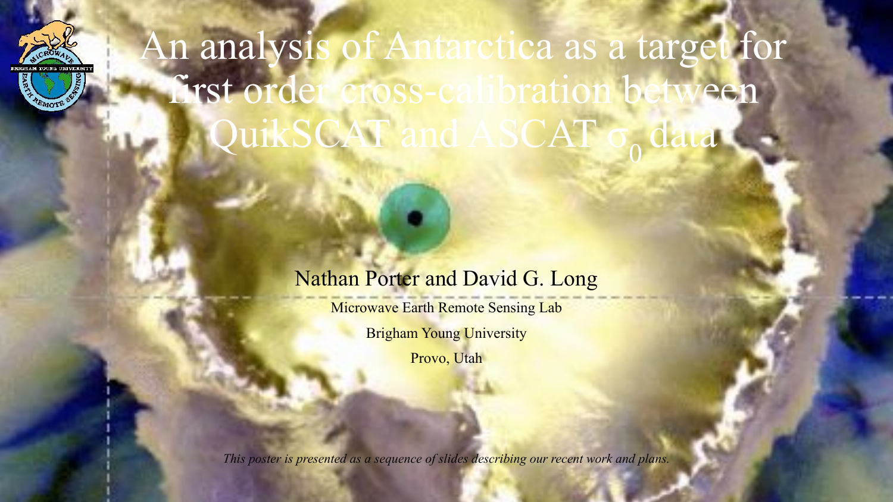# An analysis of Antarctica as a target for first order cross-calibration between QuikSCAT and ASCAT $\sigma_0$ data

Nathan Porter and David G. Long

Microwave Earth Remote Sensing Lab

Brigham Young University

Provo, Utah

*This poster is presented as a sequence of slides describing our recent work and plans.*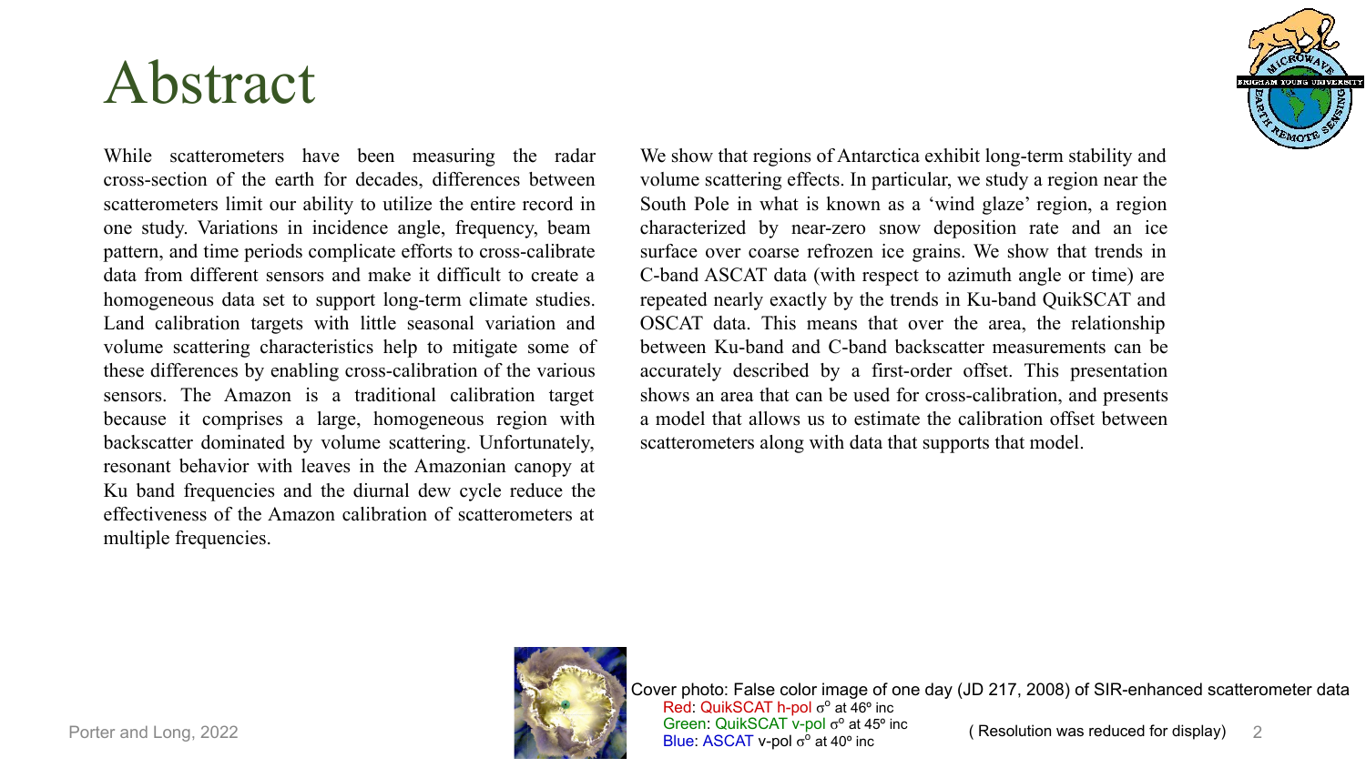# Abstract

While scatterometers have been measuring the radar cross-section of the earth for decades, differences between scatterometers limit our ability to utilize the entire record in one study. Variations in incidence angle, frequency, beam pattern, and time periods complicate efforts to cross-calibrate data from different sensors and make it difficult to create a homogeneous data set to support long-term climate studies. Land calibration targets with little seasonal variation and volume scattering characteristics help to mitigate some of these differences by enabling cross-calibration of the various sensors. The Amazon is a traditional calibration target because it comprises a large, homogeneous region with backscatter dominated by volume scattering. Unfortunately, resonant behavior with leaves in the Amazonian canopy at Ku band frequencies and the diurnal dew cycle reduce the effectiveness of the Amazon calibration of scatterometers at multiple frequencies.

We show that regions of Antarctica exhibit long-term stability and volume scattering effects. In particular, we study a region near the South Pole in what is known as a 'wind glaze' region, a region characterized by near-zero snow deposition rate and an ice surface over coarse refrozen ice grains. We show that trends in C-band ASCAT data (with respect to azimuth angle or time) are repeated nearly exactly by the trends in Ku-band QuikSCAT and OSCAT data. This means that over the area, the relationship between Ku-band and C-band backscatter measurements can be accurately described by a first-order offset. This presentation shows an area that can be used for cross-calibration, and presents a model that allows us to estimate the calibration offset between scatterometers along with data that supports that model.

Cover photo: False color image of one day (JD 217, 2008) of SIR-enhanced scatterometer data
Red: QuikSCAT h-pol $\sigma^o$ at 46º inc
Green: QuikSCAT v-pol $\sigma^o$ at 45º inc
Blue: ASCAT v-pol $\sigma^o$ at 40º inc

( Resolution was reduced for display)

Porter and Long, 2022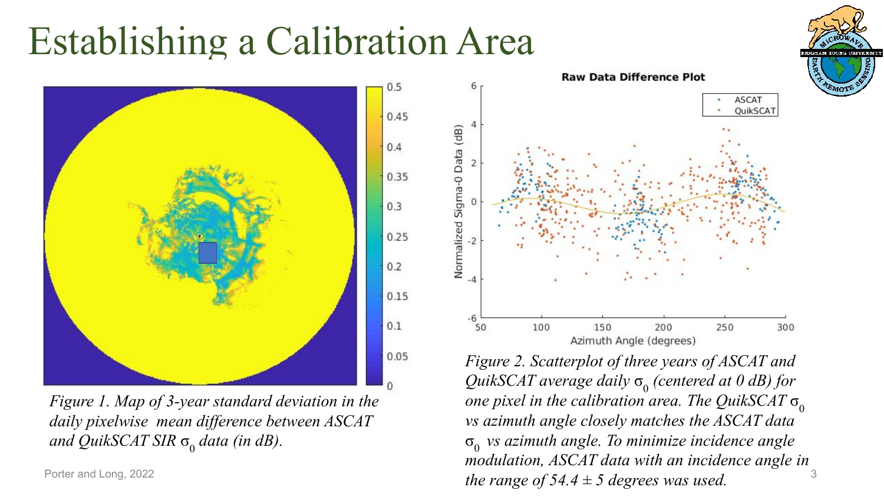# Establishing a Calibration Area

*Figure 1. Map of 3-year standard deviation in the daily pixelwise mean difference between ASCAT and QuikSCAT SIR $\sigma_0$ data (in dB).*

*Figure 2. Scatterplot of three years of ASCAT and QuikSCAT average daily $\sigma_0$ (centered at 0 dB) for one pixel in the calibration area. The QuikSCAT $\sigma_0$ vs azimuth angle closely matches the ASCAT data $\sigma_0$ vs azimuth angle. To minimize incidence angle modulation, ASCAT data with an incidence angle in the range of 54.4 ± 5 degrees was used.*

Porter and Long, 2022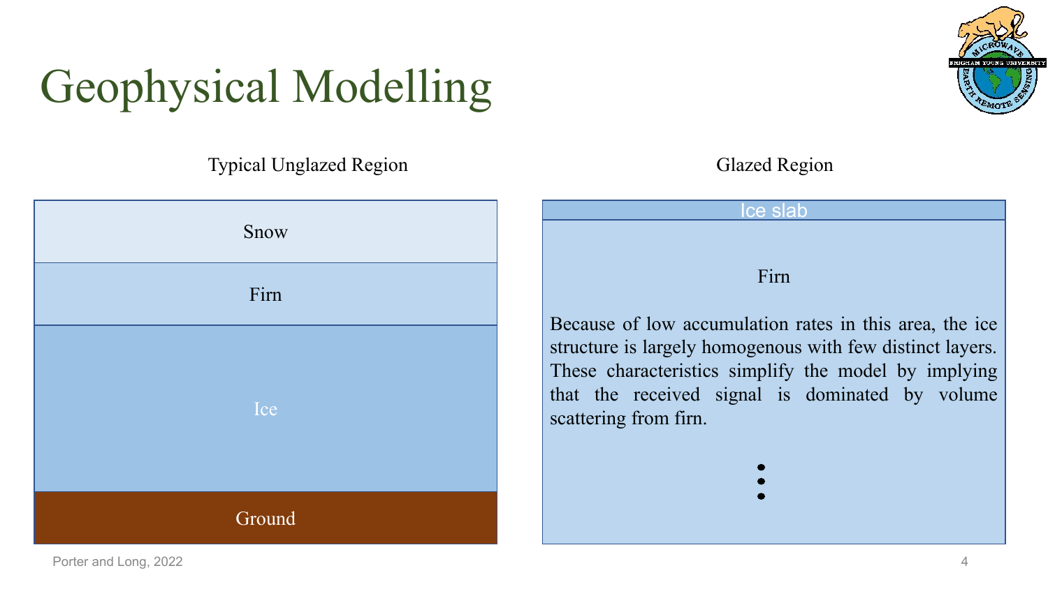# Geophysical Modelling

**Typical Unglazed Region**

- Snow
- Firn
- Ice
- Ground

**Glazed Region**

- Ice slab
- Firn

Because of low accumulation rates in this area, the ice structure is largely homogenous with few distinct layers. These characteristics simplify the model by implying that the received signal is dominated by volume scattering from firn.

⋮

Porter and Long, 2022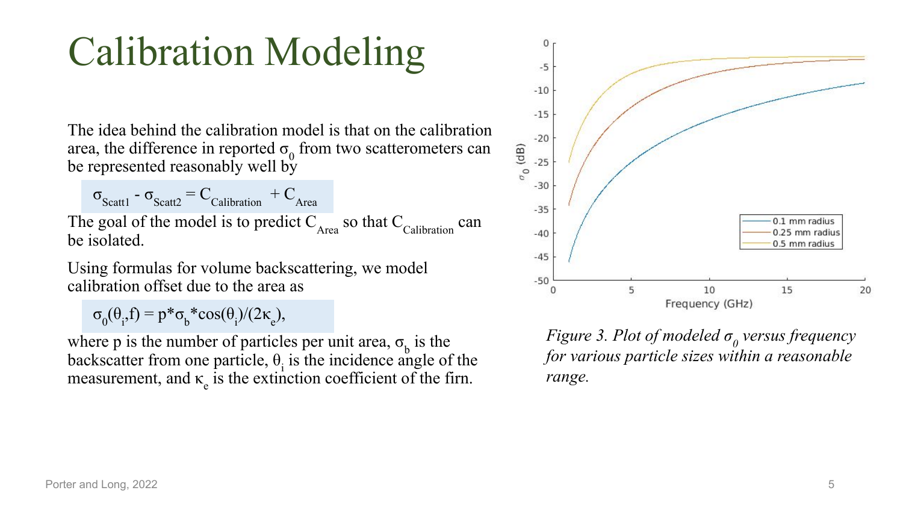# Calibration Modeling

The idea behind the calibration model is that on the calibration area, the difference in reported $\sigma_0$ from two scatterometers can be represented reasonably well by

$$\sigma_{Scatt1} - \sigma_{Scatt2} = C_{Calibration} + C_{Area}$$

The goal of the model is to predict $C_{Area}$ so that $C_{Calibration}$ can be isolated.

Using formulas for volume backscattering, we model calibration offset due to the area as

$$\sigma_0(\theta_i, f) = p * \sigma_b * \cos(\theta_i)/(2\kappa_e),$$

where p is the number of particles per unit area, $\sigma_b$ is the backscatter from one particle, $\theta_i$ is the incidence angle of the measurement, and $\kappa_e$ is the extinction coefficient of the firn.

*Figure 3. Plot of modeled $\sigma_0$ versus frequency for various particle sizes within a reasonable range.*

Porter and Long, 2022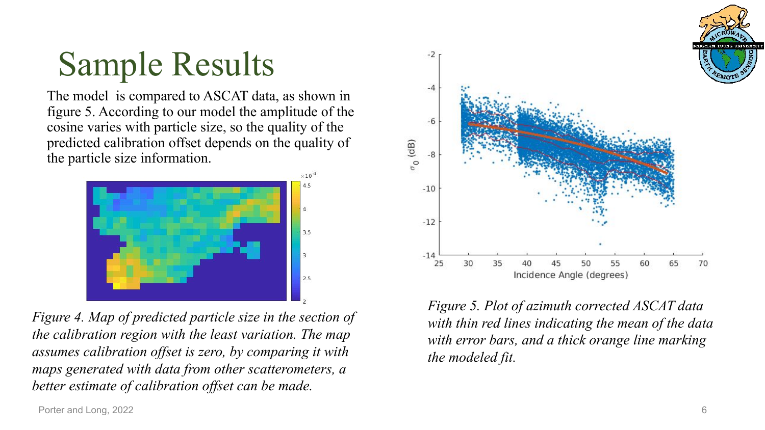# Sample Results

The model is compared to ASCAT data, as shown in figure 5. According to our model the amplitude of the cosine varies with particle size, so the quality of the predicted calibration offset depends on the quality of the particle size information.

*Figure 4. Map of predicted particle size in the section of the calibration region with the least variation. The map assumes calibration offset is zero, by comparing it with maps generated with data from other scatterometers, a better estimate of calibration offset can be made.*

*Figure 5. Plot of azimuth corrected ASCAT data with thin red lines indicating the mean of the data with error bars, and a thick orange line marking the modeled fit.*

Porter and Long, 2022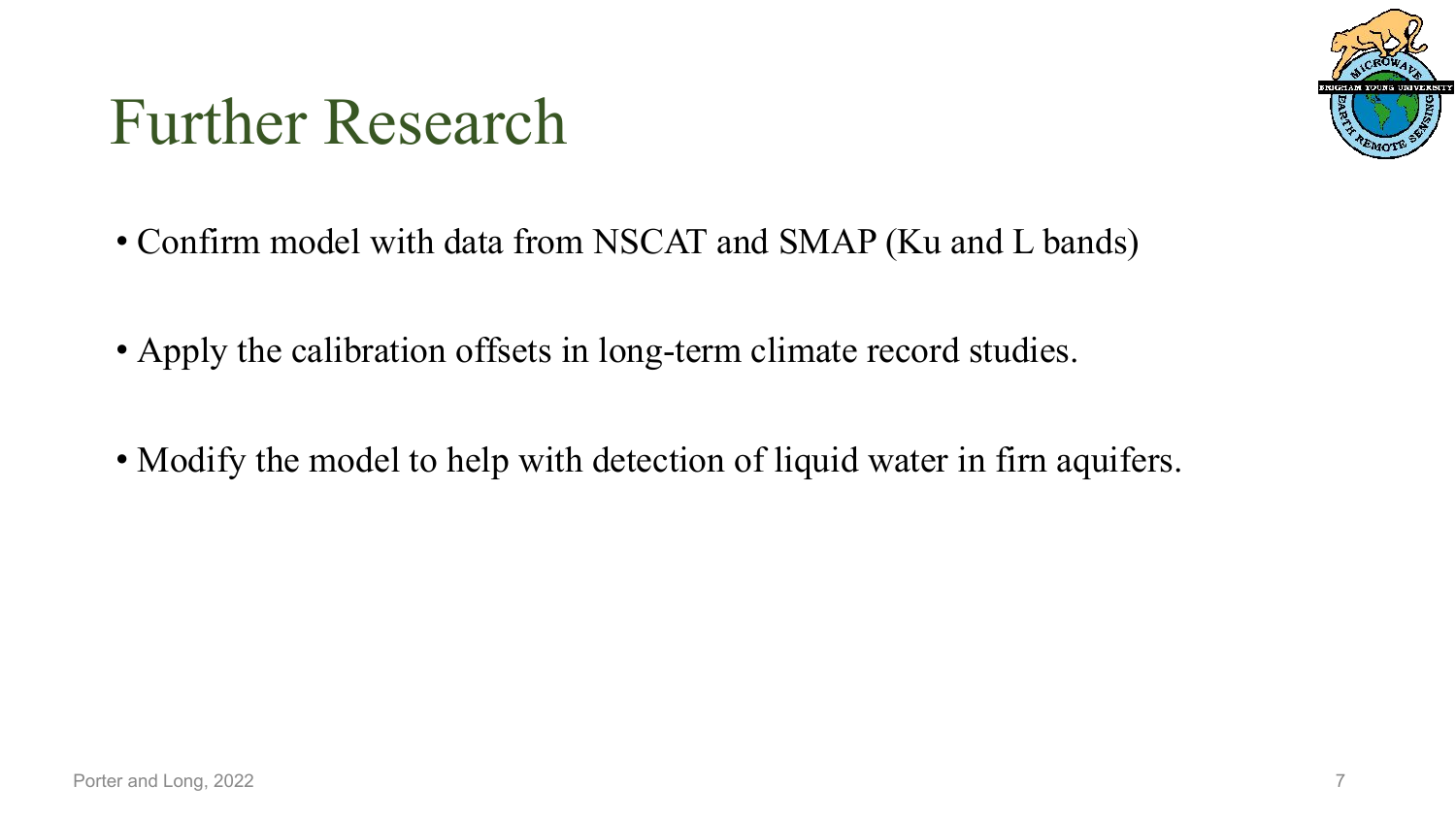# Further Research

- Confirm model with data from NSCAT and SMAP (Ku and L bands)
- Apply the calibration offsets in long-term climate record studies.
- Modify the model to help with detection of liquid water in firn aquifers.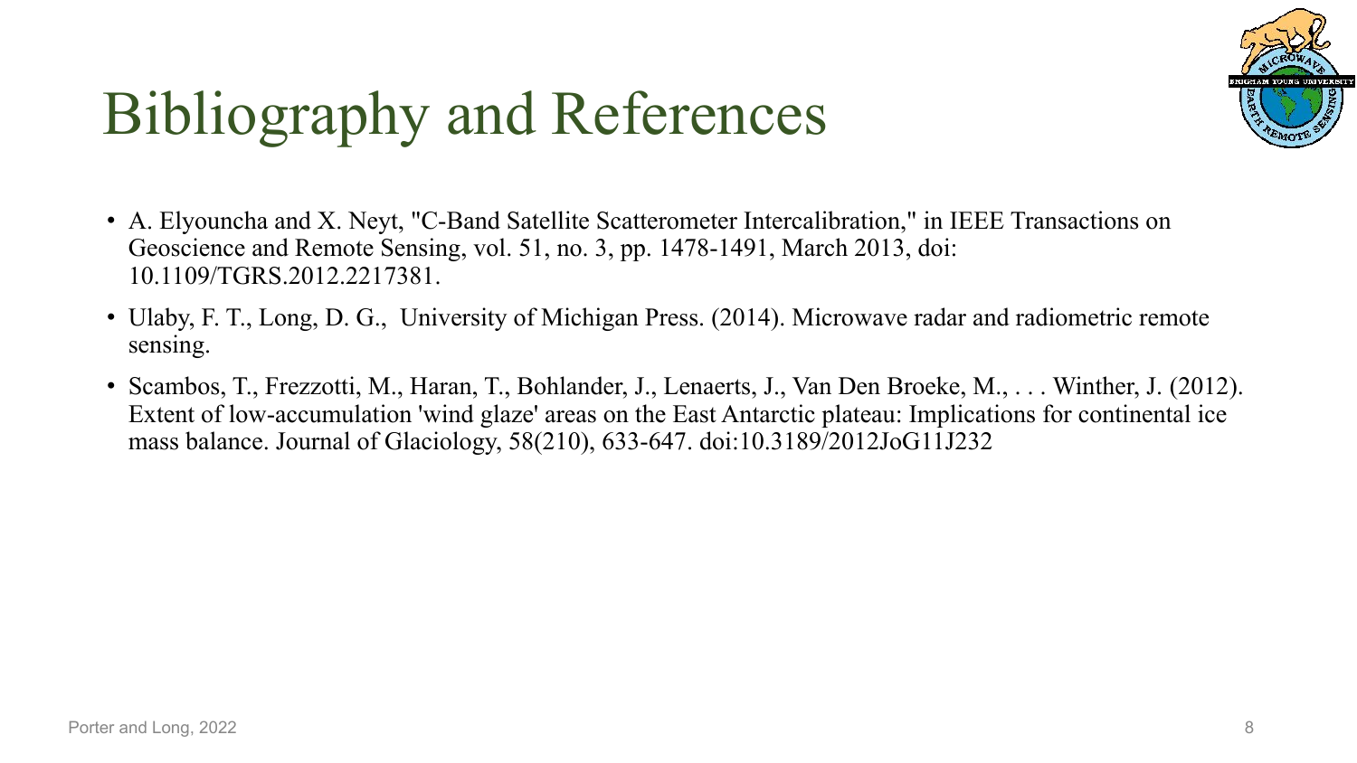# Bibliography and References

- A. Elyouncha and X. Neyt, "C-Band Satellite Scatterometer Intercalibration," in IEEE Transactions on Geoscience and Remote Sensing, vol. 51, no. 3, pp. 1478-1491, March 2013, doi: 10.1109/TGRS.2012.2217381.
- Ulaby, F. T., Long, D. G., University of Michigan Press. (2014). Microwave radar and radiometric remote sensing.
- Scambos, T., Frezzotti, M., Haran, T., Bohlander, J., Lenaerts, J., Van Den Broeke, M., . . . Winther, J. (2012). Extent of low-accumulation 'wind glaze' areas on the East Antarctic plateau: Implications for continental ice mass balance. Journal of Glaciology, 58(210), 633-647. doi:10.3189/2012JoG11J232